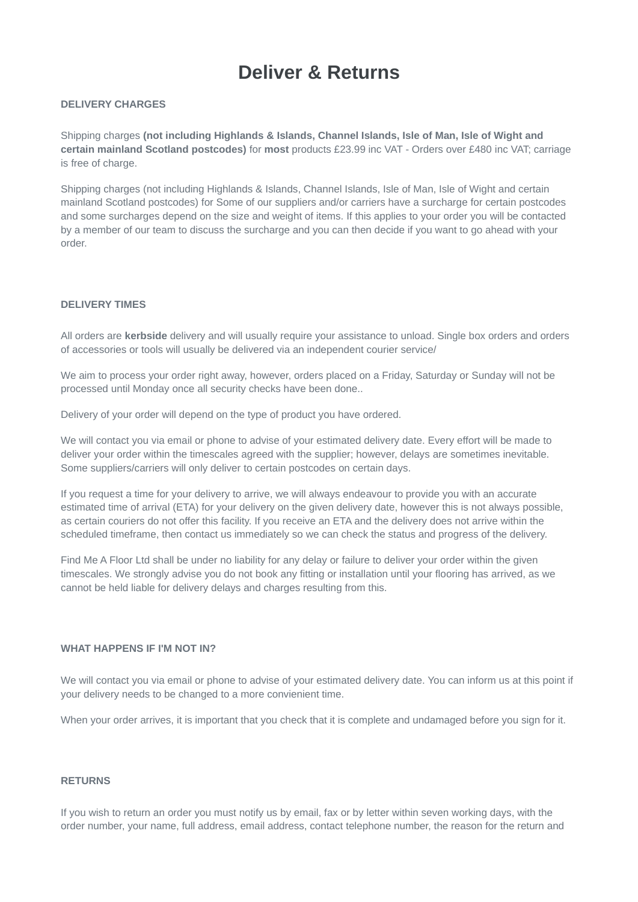# Deliver & Returns

## DELIVERY CHARGES

Shipping charges **(not including Highlands & Islands, Channel Islands, Isle of Man, Isle of Wight and certain mainland Scotland postcodes)** for **most** products £23.99 inc VAT - Orders over £480 inc VAT; carriage is free of charge.

Shipping charges (not including Highlands & Islands, Channel Islands, Isle of Man, Isle of Wight and certain mainland Scotland postcodes) for Some of our suppliers and/or carriers have a surcharge for certain postcodes and some surcharges depend on the size and weight of items. If this applies to your order you will be contacted by a member of our team to discuss the surcharge and you can then decide if you want to go ahead with your order.

## DELIVERY TIMES

All orders are **kerbside** delivery and will usually require your assistance to unload. Single box orders and orders of accessories or tools will usually be delivered via an independent courier service/

We aim to process your order right away, however, orders placed on a Friday, Saturday or Sunday will not be processed until Monday once all security checks have been done..

Delivery of your order will depend on the type of product you have ordered.

We will contact you via email or phone to advise of your estimated delivery date. Every effort will be made to deliver your order within the timescales agreed with the supplier; however, delays are sometimes inevitable. Some suppliers/carriers will only deliver to certain postcodes on certain days.

If you request a time for your delivery to arrive, we will always endeavour to provide you with an accurate estimated time of arrival (ETA) for your delivery on the given delivery date, however this is not always possible, as certain couriers do not offer this facility. If you receive an ETA and the delivery does not arrive within the scheduled timeframe, then contact us immediately so we can check the status and progress of the delivery.

Find Me A Floor Ltd shall be under no liability for any delay or failure to deliver your order within the given timescales. We strongly advise you do not book any fitting or installation until your flooring has arrived, as we cannot be held liable for delivery delays and charges resulting from this.

## WHAT HAPPENS IF I'M NOT IN?

We will contact you via email or phone to advise of your estimated delivery date. You can inform us at this point if your delivery needs to be changed to a more convienient time.

When your order arrives, it is important that you check that it is complete and undamaged before you sign for it.

## RETURNS

If you wish to return an order you must notify us by email, fax or by letter within seven working days, with the order number, your name, full address, email address, contact telephone number, the reason for the return and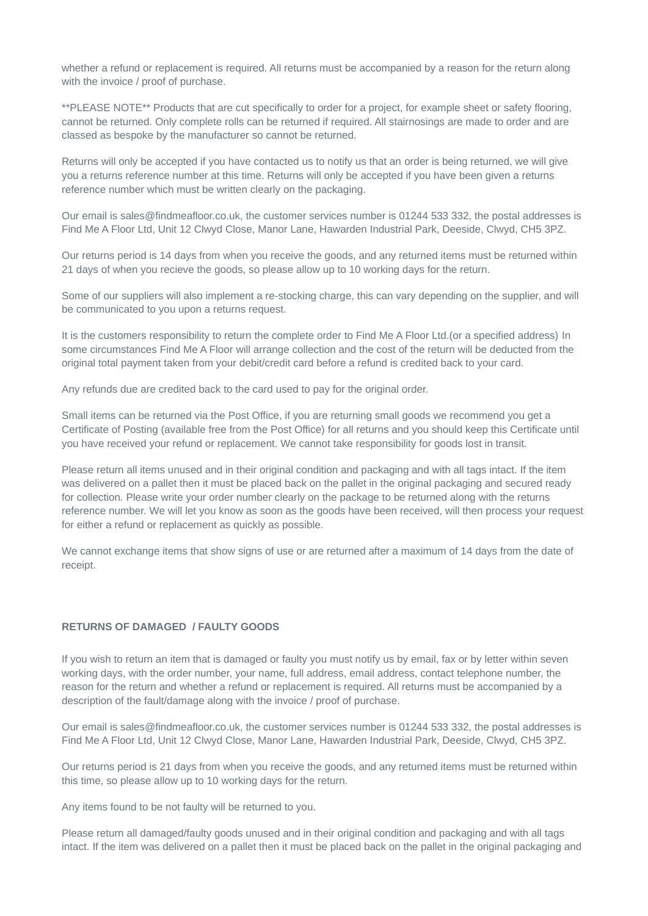whether a refund or replacement is required. All returns must be accompanied by a reason for the return along with the invoice / proof of purchase.

**PLEASE NOTE** Products that are cut specifically to order for a project, for example sheet or safety flooring, cannot be returned. Only complete rolls can be returned if required. All stairnosings are made to order and are classed as bespoke by the manufacturer so cannot be returned.

Returns will only be accepted if you have contacted us to notify us that an order is being returned, we will give you a returns reference number at this time. Returns will only be accepted if you have been given a returns reference number which must be written clearly on the packaging.

Our email is sales@findmeafloor.co.uk, the customer services number is 01244 533 332, the postal addresses is Find Me A Floor Ltd, Unit 12 Clwyd Close, Manor Lane, Hawarden Industrial Park, Deeside, Clwyd, CH5 3PZ.

Our returns period is 14 days from when you receive the goods, and any returned items must be returned within 21 days of when you recieve the goods, so please allow up to 10 working days for the return.

Some of our suppliers will also implement a re-stocking charge, this can vary depending on the supplier, and will be communicated to you upon a returns request.

It is the customers responsibility to return the complete order to Find Me A Floor Ltd.(or a specified address) In some circumstances Find Me A Floor will arrange collection and the cost of the return will be deducted from the original total payment taken from your debit/credit card before a refund is credited back to your card.

Any refunds due are credited back to the card used to pay for the original order.

Small items can be returned via the Post Office, if you are returning small goods we recommend you get a Certificate of Posting (available free from the Post Office) for all returns and you should keep this Certificate until you have received your refund or replacement. We cannot take responsibility for goods lost in transit.

Please return all items unused and in their original condition and packaging and with all tags intact. If the item was delivered on a pallet then it must be placed back on the pallet in the original packaging and secured ready for collection. Please write your order number clearly on the package to be returned along with the returns reference number. We will let you know as soon as the goods have been received, will then process your request for either a refund or replacement as quickly as possible.

We cannot exchange items that show signs of use or are returned after a maximum of 14 days from the date of receipt.

**RETURNS OF DAMAGED / FAULTY GOODS**

If you wish to return an item that is damaged or faulty you must notify us by email, fax or by letter within seven working days, with the order number, your name, full address, email address, contact telephone number, the reason for the return and whether a refund or replacement is required. All returns must be accompanied by a description of the fault/damage along with the invoice / proof of purchase.

Our email is sales@findmeafloor.co.uk, the customer services number is 01244 533 332, the postal addresses is Find Me A Floor Ltd, Unit 12 Clwyd Close, Manor Lane, Hawarden Industrial Park, Deeside, Clwyd, CH5 3PZ.

Our returns period is 21 days from when you receive the goods, and any returned items must be returned within this time, so please allow up to 10 working days for the return.

Any items found to be not faulty will be returned to you.

Please return all damaged/faulty goods unused and in their original condition and packaging and with all tags intact. If the item was delivered on a pallet then it must be placed back on the pallet in the original packaging and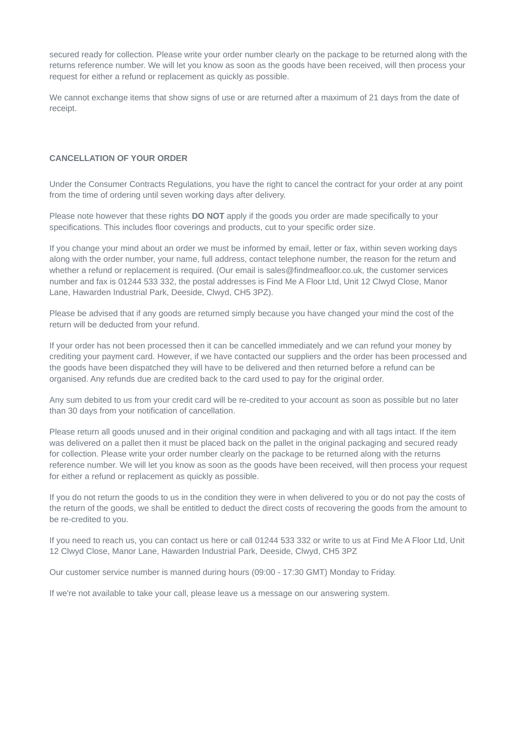secured ready for collection. Please write your order number clearly on the package to be returned along with the returns reference number. We will let you know as soon as the goods have been received, will then process your request for either a refund or replacement as quickly as possible.

We cannot exchange items that show signs of use or are returned after a maximum of 21 days from the date of receipt.

**CANCELLATION OF YOUR ORDER**

Under the Consumer Contracts Regulations, you have the right to cancel the contract for your order at any point from the time of ordering until seven working days after delivery.

Please note however that these rights **DO NOT** apply if the goods you order are made specifically to your specifications. This includes floor coverings and products, cut to your specific order size.

If you change your mind about an order we must be informed by email, letter or fax, within seven working days along with the order number, your name, full address, contact telephone number, the reason for the return and whether a refund or replacement is required. (Our email is sales@findmeafloor.co.uk, the customer services number and fax is 01244 533 332, the postal addresses is Find Me A Floor Ltd, Unit 12 Clwyd Close, Manor Lane, Hawarden Industrial Park, Deeside, Clwyd, CH5 3PZ).

Please be advised that if any goods are returned simply because you have changed your mind the cost of the return will be deducted from your refund.

If your order has not been processed then it can be cancelled immediately and we can refund your money by crediting your payment card. However, if we have contacted our suppliers and the order has been processed and the goods have been dispatched they will have to be delivered and then returned before a refund can be organised. Any refunds due are credited back to the card used to pay for the original order.

Any sum debited to us from your credit card will be re-credited to your account as soon as possible but no later than 30 days from your notification of cancellation.

Please return all goods unused and in their original condition and packaging and with all tags intact. If the item was delivered on a pallet then it must be placed back on the pallet in the original packaging and secured ready for collection. Please write your order number clearly on the package to be returned along with the returns reference number. We will let you know as soon as the goods have been received, will then process your request for either a refund or replacement as quickly as possible.

If you do not return the goods to us in the condition they were in when delivered to you or do not pay the costs of the return of the goods, we shall be entitled to deduct the direct costs of recovering the goods from the amount to be re-credited to you.

If you need to reach us, you can contact us here or call 01244 533 332 or write to us at Find Me A Floor Ltd, Unit 12 Clwyd Close, Manor Lane, Hawarden Industrial Park, Deeside, Clwyd, CH5 3PZ

Our customer service number is manned during hours (09:00 - 17:30 GMT) Monday to Friday.

If we're not available to take your call, please leave us a message on our answering system.